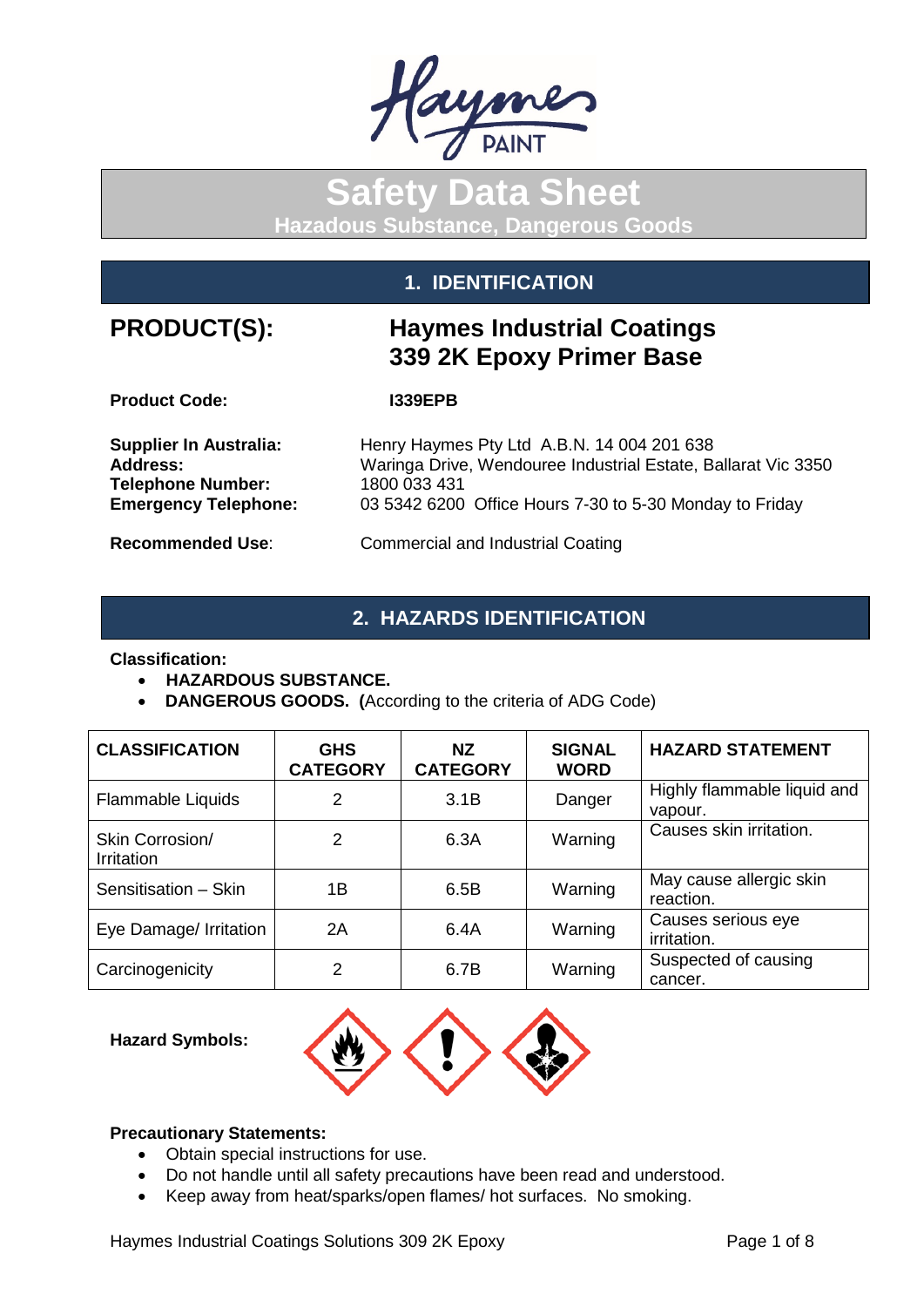# Safety Data Sheet

**Hazadous Substance, Dangerous Goods**

## 1. IDENTIFICATION

**PRODUCT(S):** **Haymes Industrial Coatings 339 2K Epoxy Primer Base**

**Product Code:** **I339EPB**

**Supplier In Australia:** Henry Haymes Pty Ltd A.B.N. 14 004 201 638
**Address:** Waringa Drive, Wendouree Industrial Estate, Ballarat Vic 3350
**Telephone Number:** 1800 033 431
**Emergency Telephone:** 03 5342 6200 Office Hours 7-30 to 5-30 Monday to Friday

**Recommended Use**: Commercial and Industrial Coating

## 2. HAZARDS IDENTIFICATION

**Classification:**

- **HAZARDOUS SUBSTANCE.**
- **DANGEROUS GOODS. (**According to the criteria of ADG Code)

| CLASSIFICATION | GHS CATEGORY | NZ CATEGORY | SIGNAL WORD | HAZARD STATEMENT |
|---|---|---|---|---|
| Flammable Liquids | 2 | 3.1B | Danger | Highly flammable liquid and vapour. |
| Skin Corrosion/ Irritation | 2 | 6.3A | Warning | Causes skin irritation. |
| Sensitisation – Skin | 1B | 6.5B | Warning | May cause allergic skin reaction. |
| Eye Damage/ Irritation | 2A | 6.4A | Warning | Causes serious eye irritation. |
| Carcinogenicity | 2 | 6.7B | Warning | Suspected of causing cancer. |

**Hazard Symbols:**

**Precautionary Statements:**

- Obtain special instructions for use.
- Do not handle until all safety precautions have been read and understood.
- Keep away from heat/sparks/open flames/ hot surfaces. No smoking.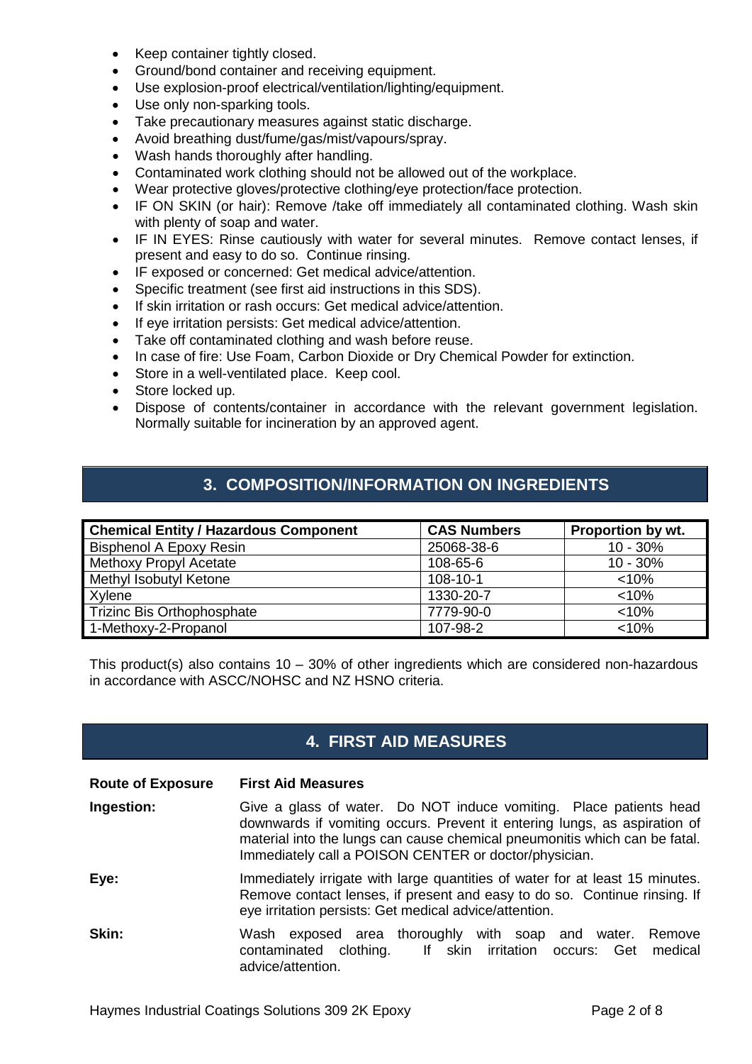- Keep container tightly closed.
- Ground/bond container and receiving equipment.
- Use explosion-proof electrical/ventilation/lighting/equipment.
- Use only non-sparking tools.
- Take precautionary measures against static discharge.
- Avoid breathing dust/fume/gas/mist/vapours/spray.
- Wash hands thoroughly after handling.
- Contaminated work clothing should not be allowed out of the workplace.
- Wear protective gloves/protective clothing/eye protection/face protection.
- IF ON SKIN (or hair): Remove /take off immediately all contaminated clothing. Wash skin with plenty of soap and water.
- IF IN EYES: Rinse cautiously with water for several minutes. Remove contact lenses, if present and easy to do so. Continue rinsing.
- IF exposed or concerned: Get medical advice/attention.
- Specific treatment (see first aid instructions in this SDS).
- If skin irritation or rash occurs: Get medical advice/attention.
- If eye irritation persists: Get medical advice/attention.
- Take off contaminated clothing and wash before reuse.
- In case of fire: Use Foam, Carbon Dioxide or Dry Chemical Powder for extinction.
- Store in a well-ventilated place. Keep cool.
- Store locked up.
- Dispose of contents/container in accordance with the relevant government legislation. Normally suitable for incineration by an approved agent.

## 3. COMPOSITION/INFORMATION ON INGREDIENTS

| Chemical Entity / Hazardous Component | CAS Numbers | Proportion by wt. |
|---|---|---|
| Bisphenol A Epoxy Resin | 25068-38-6 | 10 - 30% |
| Methoxy Propyl Acetate | 108-65-6 | 10 - 30% |
| Methyl Isobutyl Ketone | 108-10-1 | <10% |
| Xylene | 1330-20-7 | <10% |
| Trizinc Bis Orthophosphate | 7779-90-0 | <10% |
| 1-Methoxy-2-Propanol | 107-98-2 | <10% |

This product(s) also contains 10 – 30% of other ingredients which are considered non-hazardous in accordance with ASCC/NOHSC and NZ HSNO criteria.

## 4. FIRST AID MEASURES

| Route of Exposure | First Aid Measures |
|---|---|
| **Ingestion:** | Give a glass of water. Do NOT induce vomiting. Place patients head downwards if vomiting occurs. Prevent it entering lungs, as aspiration of material into the lungs can cause chemical pneumonitis which can be fatal. Immediately call a POISON CENTER or doctor/physician. |
| **Eye:** | Immediately irrigate with large quantities of water for at least 15 minutes. Remove contact lenses, if present and easy to do so. Continue rinsing. If eye irritation persists: Get medical advice/attention. |
| **Skin:** | Wash exposed area thoroughly with soap and water. Remove contaminated clothing. If skin irritation occurs: Get medical advice/attention. |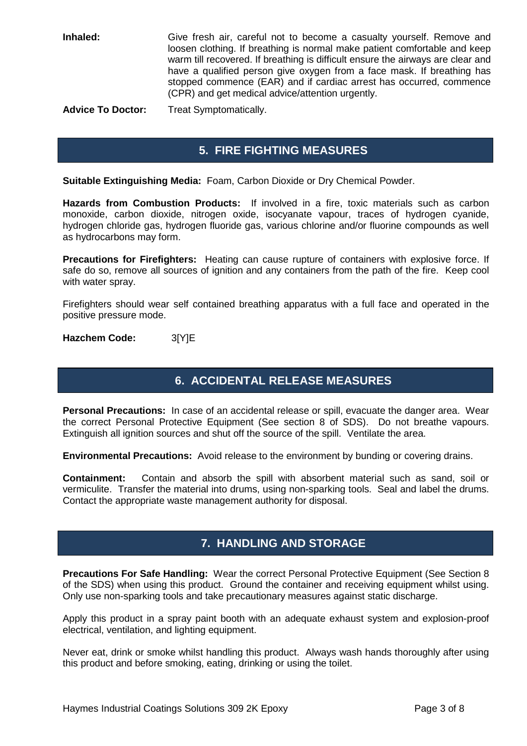**Inhaled:** Give fresh air, careful not to become a casualty yourself. Remove and loosen clothing. If breathing is normal make patient comfortable and keep warm till recovered. If breathing is difficult ensure the airways are clear and have a qualified person give oxygen from a face mask. If breathing has stopped commence (EAR) and if cardiac arrest has occurred, commence (CPR) and get medical advice/attention urgently.

**Advice To Doctor:** Treat Symptomatically.

## 5. FIRE FIGHTING MEASURES

**Suitable Extinguishing Media:** Foam, Carbon Dioxide or Dry Chemical Powder.

**Hazards from Combustion Products:** If involved in a fire, toxic materials such as carbon monoxide, carbon dioxide, nitrogen oxide, isocyanate vapour, traces of hydrogen cyanide, hydrogen chloride gas, hydrogen fluoride gas, various chlorine and/or fluorine compounds as well as hydrocarbons may form.

**Precautions for Firefighters:** Heating can cause rupture of containers with explosive force. If safe do so, remove all sources of ignition and any containers from the path of the fire. Keep cool with water spray.

Firefighters should wear self contained breathing apparatus with a full face and operated in the positive pressure mode.

**Hazchem Code:** 3[Y]E

## 6. ACCIDENTAL RELEASE MEASURES

**Personal Precautions:** In case of an accidental release or spill, evacuate the danger area. Wear the correct Personal Protective Equipment (See section 8 of SDS). Do not breathe vapours. Extinguish all ignition sources and shut off the source of the spill. Ventilate the area.

**Environmental Precautions:** Avoid release to the environment by bunding or covering drains.

**Containment:** Contain and absorb the spill with absorbent material such as sand, soil or vermiculite. Transfer the material into drums, using non-sparking tools. Seal and label the drums. Contact the appropriate waste management authority for disposal.

## 7. HANDLING AND STORAGE

**Precautions For Safe Handling:** Wear the correct Personal Protective Equipment (See Section 8 of the SDS) when using this product. Ground the container and receiving equipment whilst using. Only use non-sparking tools and take precautionary measures against static discharge.

Apply this product in a spray paint booth with an adequate exhaust system and explosion-proof electrical, ventilation, and lighting equipment.

Never eat, drink or smoke whilst handling this product. Always wash hands thoroughly after using this product and before smoking, eating, drinking or using the toilet.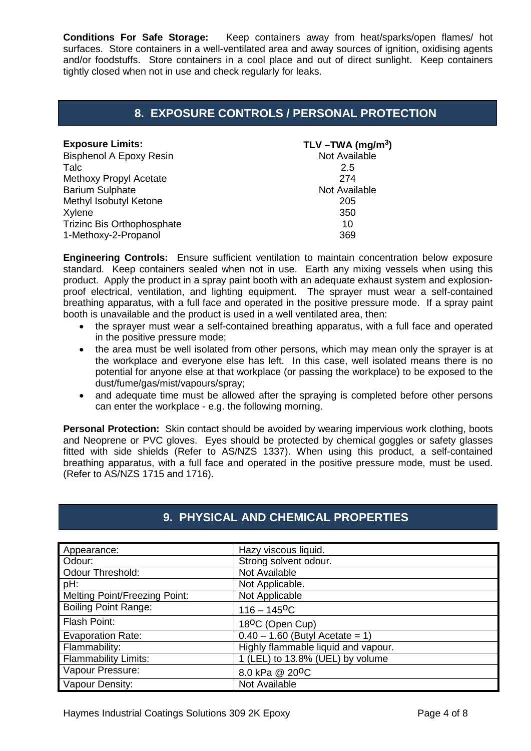**Conditions For Safe Storage:** Keep containers away from heat/sparks/open flames/ hot surfaces. Store containers in a well-ventilated area and away sources of ignition, oxidising agents and/or foodstuffs. Store containers in a cool place and out of direct sunlight. Keep containers tightly closed when not in use and check regularly for leaks.

## 8. EXPOSURE CONTROLS / PERSONAL PROTECTION

| **Exposure Limits:** | **TLV –TWA ($mg/m^3$)** |
|---|---|
| Bisphenol A Epoxy Resin | Not Available |
| Talc | 2.5 |
| Methoxy Propyl Acetate | 274 |
| Barium Sulphate | Not Available |
| Methyl Isobutyl Ketone | 205 |
| Xylene | 350 |
| Trizinc Bis Orthophosphate | 10 |
| 1-Methoxy-2-Propanol | 369 |

**Engineering Controls:** Ensure sufficient ventilation to maintain concentration below exposure standard. Keep containers sealed when not in use. Earth any mixing vessels when using this product. Apply the product in a spray paint booth with an adequate exhaust system and explosion-proof electrical, ventilation, and lighting equipment. The sprayer must wear a self-contained breathing apparatus, with a full face and operated in the positive pressure mode. If a spray paint booth is unavailable and the product is used in a well ventilated area, then:

- the sprayer must wear a self-contained breathing apparatus, with a full face and operated in the positive pressure mode;
- the area must be well isolated from other persons, which may mean only the sprayer is at the workplace and everyone else has left. In this case, well isolated means there is no potential for anyone else at that workplace (or passing the workplace) to be exposed to the dust/fume/gas/mist/vapours/spray;
- and adequate time must be allowed after the spraying is completed before other persons can enter the workplace - e.g. the following morning.

**Personal Protection:** Skin contact should be avoided by wearing impervious work clothing, boots and Neoprene or PVC gloves. Eyes should be protected by chemical goggles or safety glasses fitted with side shields (Refer to AS/NZS 1337). When using this product, a self-contained breathing apparatus, with a full face and operated in the positive pressure mode, must be used. (Refer to AS/NZS 1715 and 1716).

## 9. PHYSICAL AND CHEMICAL PROPERTIES

| | |
|---|---|
| Appearance: | Hazy viscous liquid. |
| Odour: | Strong solvent odour. |
| Odour Threshold: | Not Available |
| pH: | Not Applicable. |
| Melting Point/Freezing Point: | Not Applicable |
| Boiling Point Range: | 116 – 145ºC |
| Flash Point: | 18ºC (Open Cup) |
| Evaporation Rate: | 0.40 – 1.60 (Butyl Acetate = 1) |
| Flammability: | Highly flammable liquid and vapour. |
| Flammability Limits: | 1 (LEL) to 13.8% (UEL) by volume |
| Vapour Pressure: | 8.0 kPa @ 20ºC |
| Vapour Density: | Not Available |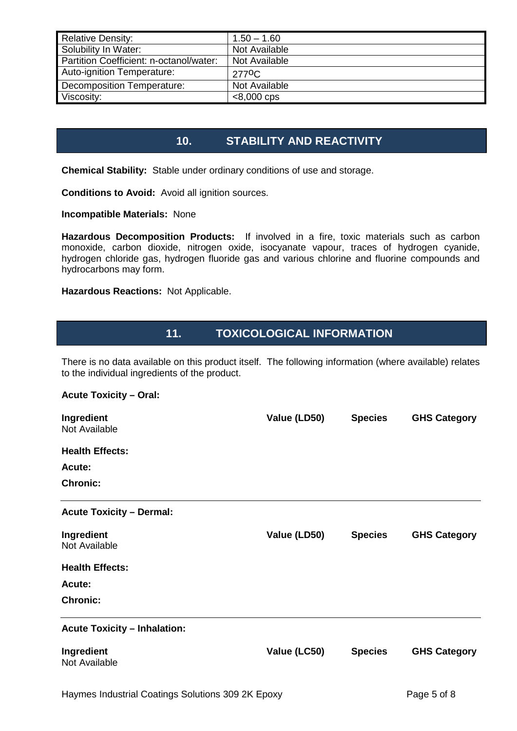| Relative Density: | 1.50 – 1.60 |
|---|---|
| Solubility In Water: | Not Available |
| Partition Coefficient: n-octanol/water: | Not Available |
| Auto-ignition Temperature: | 277$^{o}$C |
| Decomposition Temperature: | Not Available |
| Viscosity: | <8,000 cps |

## 10. STABILITY AND REACTIVITY

**Chemical Stability:** Stable under ordinary conditions of use and storage.

**Conditions to Avoid:** Avoid all ignition sources.

**Incompatible Materials:** None

**Hazardous Decomposition Products:** If involved in a fire, toxic materials such as carbon monoxide, carbon dioxide, nitrogen oxide, isocyanate vapour, traces of hydrogen cyanide, hydrogen chloride gas, hydrogen fluoride gas and various chlorine and fluorine compounds and hydrocarbons may form.

**Hazardous Reactions:** Not Applicable.

## 11. TOXICOLOGICAL INFORMATION

There is no data available on this product itself. The following information (where available) relates to the individual ingredients of the product.

**Acute Toxicity – Oral:**

| Ingredient | Value (LD50) | Species | GHS Category |
|---|---|---|---|
| Not Available | | | |

**Health Effects:**

**Acute:**

**Chronic:**

---

**Acute Toxicity – Dermal:**

| Ingredient | Value (LD50) | Species | GHS Category |
|---|---|---|---|
| Not Available | | | |

**Health Effects:**

**Acute:**

**Chronic:**

---

**Acute Toxicity – Inhalation:**

| Ingredient | Value (LC50) | Species | GHS Category |
|---|---|---|---|
| Not Available | | | |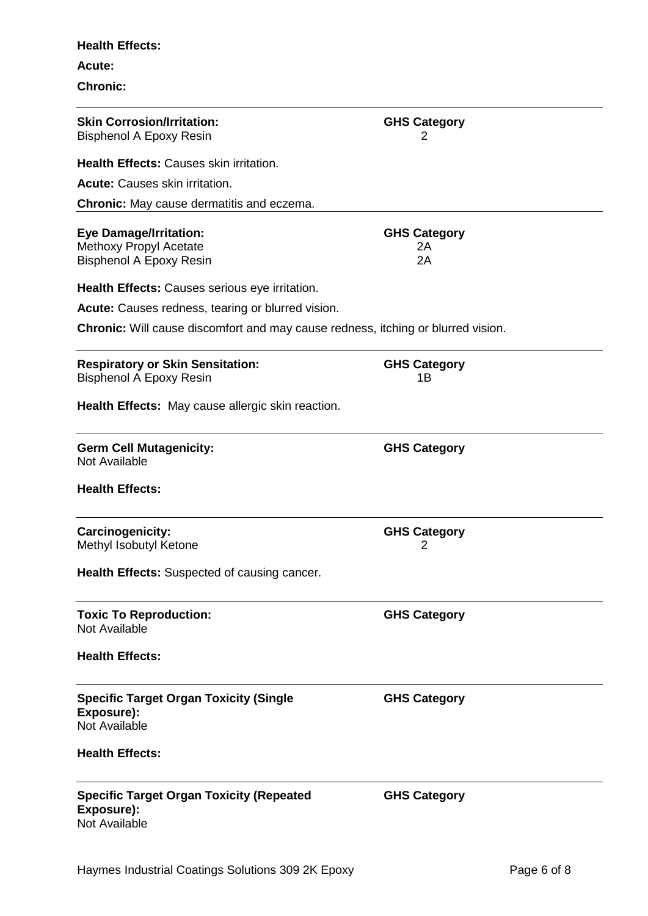**Health Effects:**

**Acute:**

**Chronic:**

---

| **Skin Corrosion/Irritation:** | **GHS Category** |
|---|---|
| Bisphenol A Epoxy Resin | 2 |

**Health Effects:** Causes skin irritation.

**Acute:** Causes skin irritation.

**Chronic:** May cause dermatitis and eczema.

---

| **Eye Damage/Irritation:** | **GHS Category** |
|---|---|
| Methoxy Propyl Acetate | 2A |
| Bisphenol A Epoxy Resin | 2A |

**Health Effects:** Causes serious eye irritation.

**Acute:** Causes redness, tearing or blurred vision.

**Chronic:** Will cause discomfort and may cause redness, itching or blurred vision.

---

| **Respiratory or Skin Sensitation:** | **GHS Category** |
|---|---|
| Bisphenol A Epoxy Resin | 1B |

**Health Effects:** May cause allergic skin reaction.

---

| **Germ Cell Mutagenicity:** | **GHS Category** |
|---|---|
| Not Available | |

**Health Effects:**

---

| **Carcinogenicity:** | **GHS Category** |
|---|---|
| Methyl Isobutyl Ketone | 2 |

**Health Effects:** Suspected of causing cancer.

---

| **Toxic To Reproduction:** | **GHS Category** |
|---|---|
| Not Available | |

**Health Effects:**

---

| **Specific Target Organ Toxicity (Single Exposure):** | **GHS Category** |
|---|---|
| Not Available | |

**Health Effects:**

---

| **Specific Target Organ Toxicity (Repeated Exposure):** | **GHS Category** |
|---|---|
| Not Available | |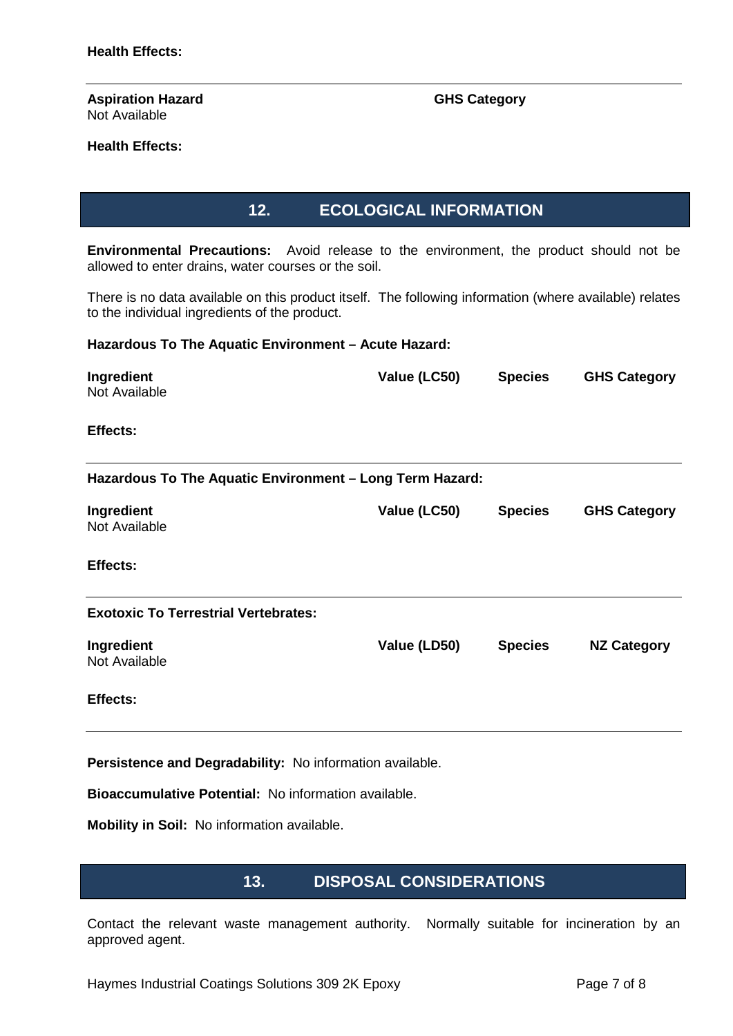**Health Effects:**

| **Aspiration Hazard** | **GHS Category** |
|---|---|
| Not Available | |

**Health Effects:**

## 12. ECOLOGICAL INFORMATION

**Environmental Precautions:** Avoid release to the environment, the product should not be allowed to enter drains, water courses or the soil.

There is no data available on this product itself. The following information (where available) relates to the individual ingredients of the product.

**Hazardous To The Aquatic Environment – Acute Hazard:**

| **Ingredient** | **Value (LC50)** | **Species** | **GHS Category** |
|---|---|---|---|
| Not Available | | | |

**Effects:**

**Hazardous To The Aquatic Environment – Long Term Hazard:**

| **Ingredient** | **Value (LC50)** | **Species** | **GHS Category** |
|---|---|---|---|
| Not Available | | | |

**Effects:**

**Exotoxic To Terrestrial Vertebrates:**

| **Ingredient** | **Value (LD50)** | **Species** | **NZ Category** |
|---|---|---|---|
| Not Available | | | |

**Effects:**

**Persistence and Degradability:** No information available.

**Bioaccumulative Potential:** No information available.

**Mobility in Soil:** No information available.

## 13. DISPOSAL CONSIDERATIONS

Contact the relevant waste management authority. Normally suitable for incineration by an approved agent.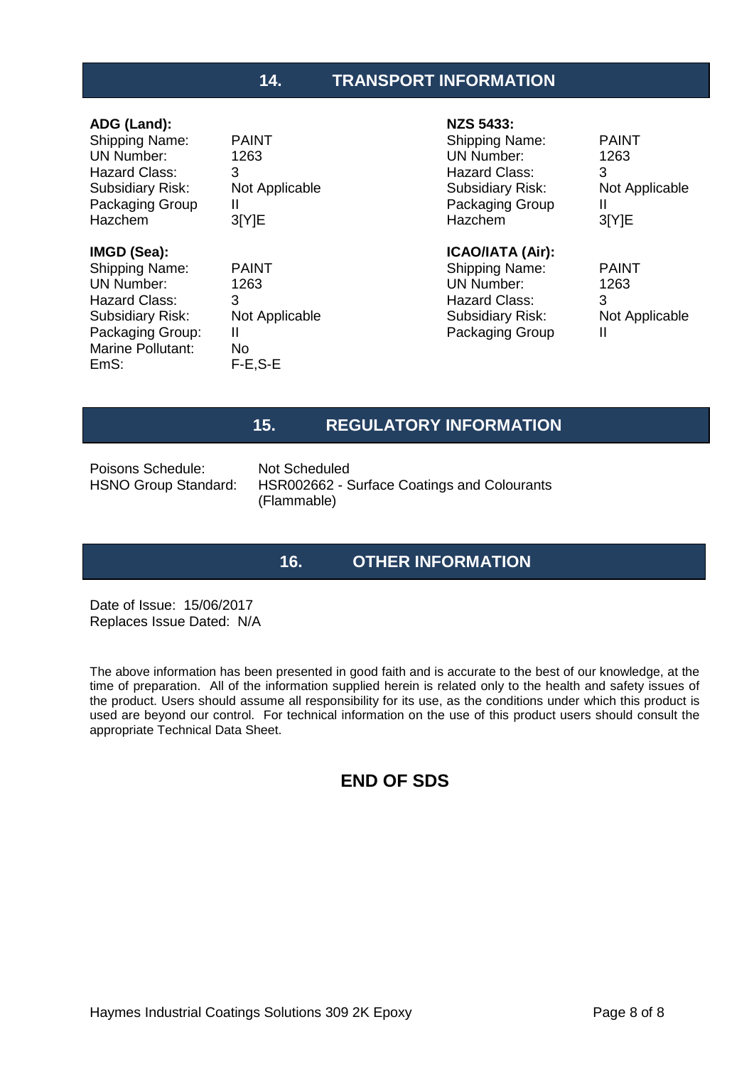## 14. TRANSPORT INFORMATION

**ADG (Land):**

| | |
|---|---|
| Shipping Name: | PAINT |
| UN Number: | 1263 |
| Hazard Class: | 3 |
| Subsidiary Risk: | Not Applicable |
| Packaging Group | II |
| Hazchem | 3[Y]E |

**NZS 5433:**

| | |
|---|---|
| Shipping Name: | PAINT |
| UN Number: | 1263 |
| Hazard Class: | 3 |
| Subsidiary Risk: | Not Applicable |
| Packaging Group | II |
| Hazchem | 3[Y]E |

**IMGD (Sea):**

| | |
|---|---|
| Shipping Name: | PAINT |
| UN Number: | 1263 |
| Hazard Class: | 3 |
| Subsidiary Risk: | Not Applicable |
| Packaging Group: | II |
| Marine Pollutant: | No |
| EmS: | F-E,S-E |

**ICAO/IATA (Air):**

| | |
|---|---|
| Shipping Name: | PAINT |
| UN Number: | 1263 |
| Hazard Class: | 3 |
| Subsidiary Risk: | Not Applicable |
| Packaging Group | II |

## 15. REGULATORY INFORMATION

| | |
|---|---|
| Poisons Schedule: | Not Scheduled |
| HSNO Group Standard: | HSR002662 - Surface Coatings and Colourants (Flammable) |

## 16. OTHER INFORMATION

Date of Issue: 15/06/2017
Replaces Issue Dated: N/A

The above information has been presented in good faith and is accurate to the best of our knowledge, at the time of preparation. All of the information supplied herein is related only to the health and safety issues of the product. Users should assume all responsibility for its use, as the conditions under which this product is used are beyond our control. For technical information on the use of this product users should consult the appropriate Technical Data Sheet.

**END OF SDS**